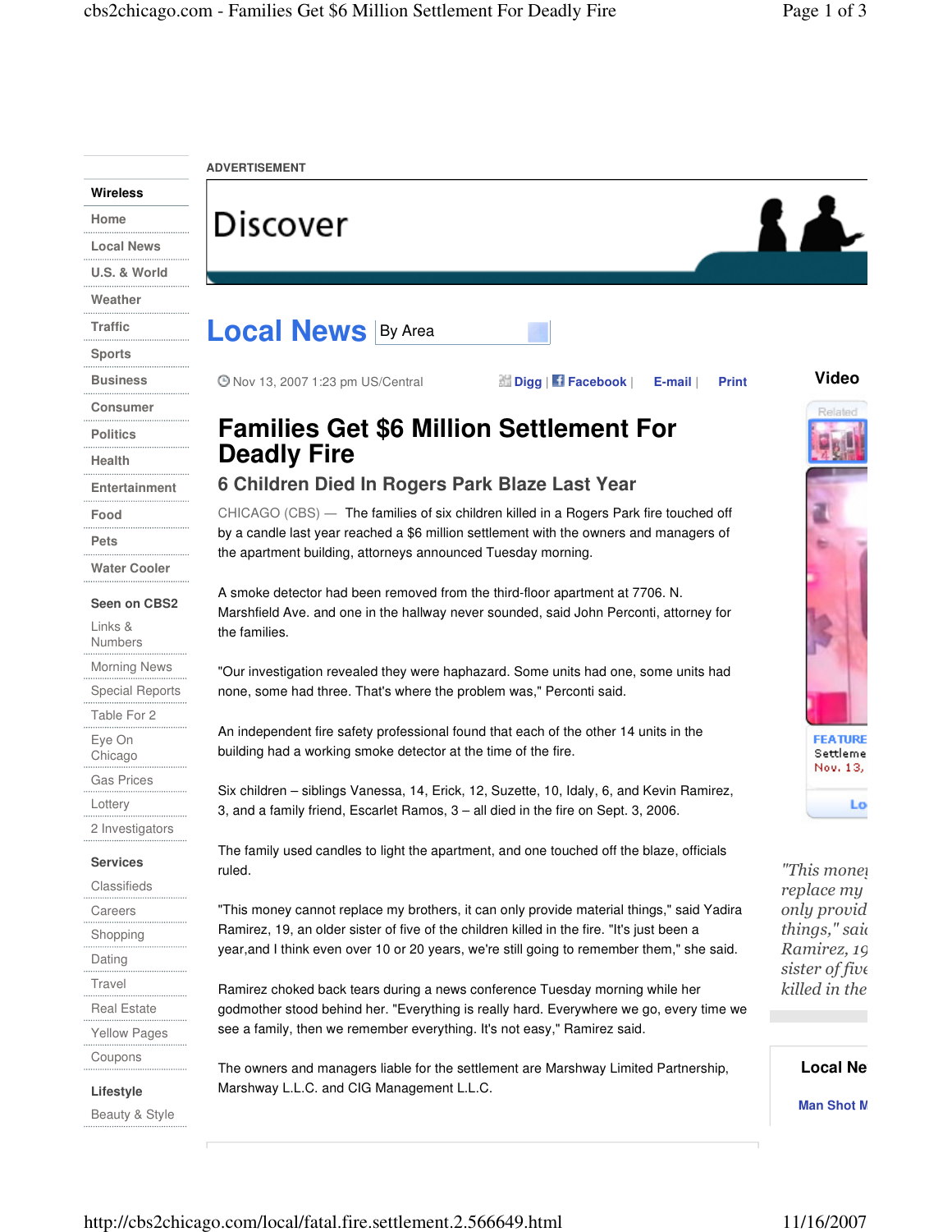# Families Get $6 Million Settlement For Deadly Fire

## 6 Children Died In Rogers Park Blaze Last Year

Nov 13, 2007 1:23 pm US/Central

CHICAGO (CBS) — The families of six children killed in a Rogers Park fire touched off by a candle last year reached a $6 million settlement with the owners and managers of the apartment building, attorneys announced Tuesday morning.

A smoke detector had been removed from the third-floor apartment at 7706. N. Marshfield Ave. and one in the hallway never sounded, said John Perconti, attorney for the families.

"Our investigation revealed they were haphazard. Some units had one, some units had none, some had three. That's where the problem was," Perconti said.

An independent fire safety professional found that each of the other 14 units in the building had a working smoke detector at the time of the fire.

Six children – siblings Vanessa, 14, Erick, 12, Suzette, 10, Idaly, 6, and Kevin Ramirez, 3, and a family friend, Escarlet Ramos, 3 – all died in the fire on Sept. 3, 2006.

The family used candles to light the apartment, and one touched off the blaze, officials ruled.

"This money cannot replace my brothers, it can only provide material things," said Yadira Ramirez, 19, an older sister of five of the children killed in the fire. "It's just been a year,and I think even over 10 or 20 years, we're still going to remember them," she said.

Ramirez choked back tears during a news conference Tuesday morning while her godmother stood behind her. "Everything is really hard. Everywhere we go, every time we see a family, then we remember everything. It's not easy," Ramirez said.

The owners and managers liable for the settlement are Marshway Limited Partnership, Marshway L.L.C. and CIG Management L.L.C.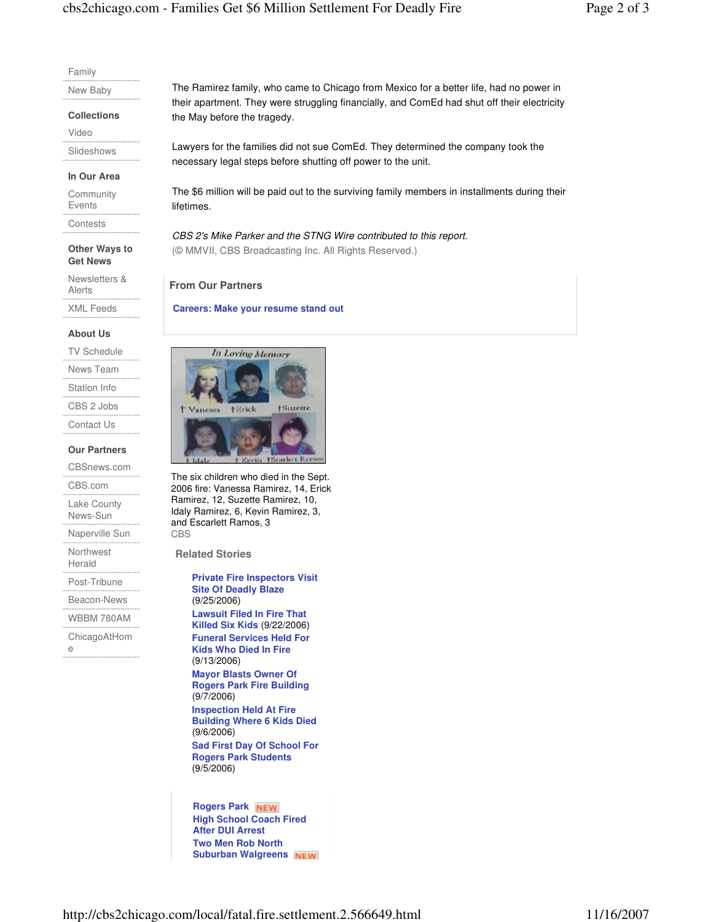Family

New Baby

**Collections**

Video

Slideshows

**In Our Area**

Community Events

Contests

**Other Ways to Get News**

Newsletters & Alerts

XML Feeds

**About Us**

TV Schedule

News Team

Station Info

CBS 2 Jobs

Contact Us

**Our Partners**

CBSnews.com

CBS.com

Lake County News-Sun

Naperville Sun

Northwest Herald

Post-Tribune

Beacon-News

WBBM 780AM

ChicagoAtHome

The Ramirez family, who came to Chicago from Mexico for a better life, had no power in their apartment. They were struggling financially, and ComEd had shut off their electricity the May before the tragedy.

Lawyers for the families did not sue ComEd. They determined the company took the necessary legal steps before shutting off power to the unit.

The $6 million will be paid out to the surviving family members in installments during their lifetimes.

*CBS 2's Mike Parker and the STNG Wire contributed to this report.*
(© MMVII, CBS Broadcasting Inc. All Rights Reserved.)

**From Our Partners**

**Careers: Make your resume stand out**

The six children who died in the Sept. 2006 fire: Vanessa Ramirez, 14, Erick Ramirez, 12, Suzette Ramirez, 10, Idaly Ramirez, 6, Kevin Ramirez, 3, and Escarlett Ramos, 3
CBS

**Related Stories**

- **Private Fire Inspectors Visit Site Of Deadly Blaze** (9/25/2006)
- **Lawsuit Filed In Fire That Killed Six Kids** (9/22/2006)
- **Funeral Services Held For Kids Who Died In Fire** (9/13/2006)
- **Mayor Blasts Owner Of Rogers Park Fire Building** (9/7/2006)
- **Inspection Held At Fire Building Where 6 Kids Died** (9/6/2006)
- **Sad First Day Of School For Rogers Park Students** (9/5/2006)

**Rogers Park** NEW
**High School Coach Fired After DUI Arrest**
**Two Men Rob North Suburban Walgreens** NEW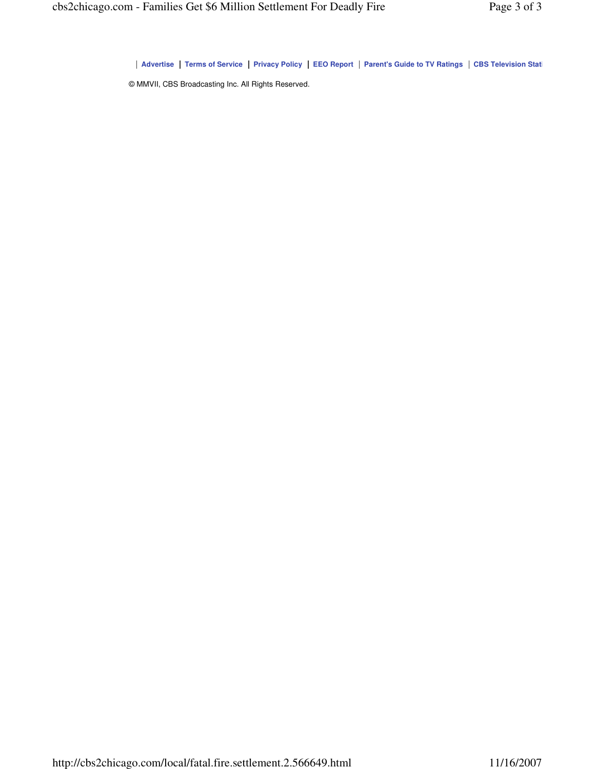| Advertise | Terms of Service | Privacy Policy | EEO Report | Parent's Guide to TV Ratings | CBS Television Stati

© MMVII, CBS Broadcasting Inc. All Rights Reserved.